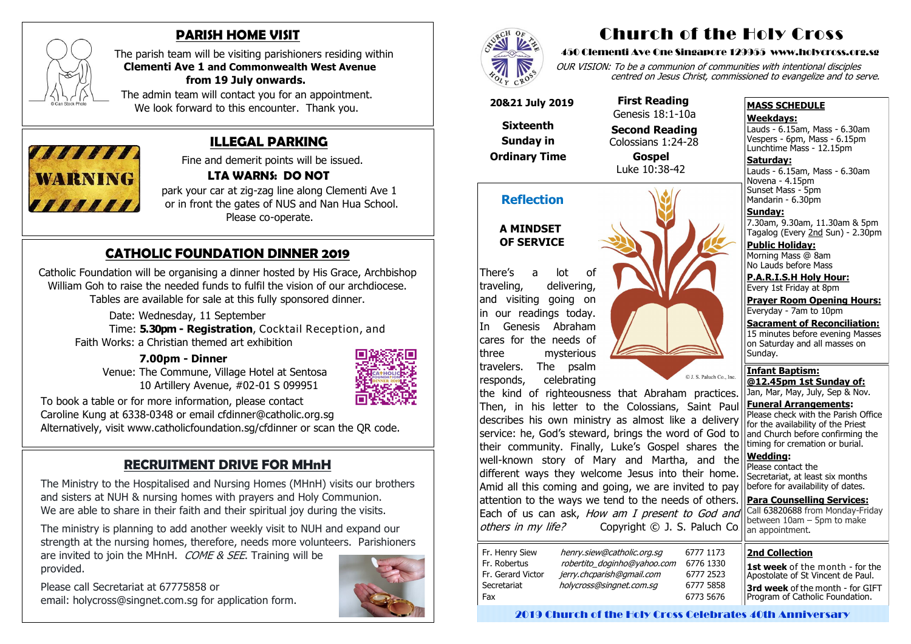## PARISH HOME VISIT

The parish team will be visiting parishioners residing within **Clementi Ave 1 and Commonwealth West Avenue from 19 July onwards.**

The admin team will contact you for an appointment. We look forward to this encounter. Thank you.

## ILLEGAL PARKING

Fine and demerit points will be issued.

**LTA WARNS: DO NOT**

park your car at zig-zag line along Clementi Ave 1 or in front the gates of NUS and Nan Hua School. Please co-operate.

## CATHOLIC FOUNDATION DINNER 2019

Catholic Foundation will be organising a dinner hosted by His Grace, Archbishop William Goh to raise the needed funds to fulfil the vision of our archdiocese. Tables are available for sale at this fully sponsored dinner.

Date: Wednesday, 11 September

Time: **5.30pm - Registration**, Cocktail Reception, and Faith Works: a Christian themed art exhibition

**7.00pm - Dinner**

Venue: The Commune, Village Hotel at Sentosa 10 Artillery Avenue, #02-01 S 099951

To book a table or for more information, please contact Caroline Kung at 6338-0348 or email cfdinner@catholic.org.sg
Alternatively, visit www.catholicfoundation.sg/cfdinner or scan the QR code.

## RECRUITMENT DRIVE FOR MHnH

The Ministry to the Hospitalised and Nursing Homes (MHnH) visits our brothers and sisters at NUH & nursing homes with prayers and Holy Communion. We are able to share in their faith and their spiritual joy during the visits.

The ministry is planning to add another weekly visit to NUH and expand our strength at the nursing homes, therefore, needs more volunteers. Parishioners are invited to join the MHnH. *COME & SEE*. Training will be provided.

Please call Secretariat at 67775858 or email: holycross@singnet.com.sg for application form.

# Church of the Holy Cross

**450 Clementi Ave One Singapore 129955 www.holycross.org.sg**

*OUR VISION: To be a communion of communities with intentional disciples centred on Jesus Christ, commissioned to evangelize and to serve.*

**20&21 July 2019**

**Sixteenth Sunday in Ordinary Time**

**First Reading**
Genesis 18:1-10a

**Second Reading**
Colossians 1:24-28

**Gospel**
Luke 10:38-42

## Reflection

**A MINDSET OF SERVICE**

There's a lot of traveling, delivering, and visiting going on in our readings today. In Genesis Abraham cares for the needs of three mysterious travelers. The psalm responds, celebrating the kind of righteousness that Abraham practices. Then, in his letter to the Colossians, Saint Paul describes his own ministry as almost like a delivery service: he, God's steward, brings the word of God to their community. Finally, Luke's Gospel shares the well-known story of Mary and Martha, and the different ways they welcome Jesus into their home. Amid all this coming and going, we are invited to pay attention to the ways we tend to the needs of others. Each of us can ask, *How am I present to God and others in my life?* Copyright © J. S. Paluch Co

© J. S. Paluch Co., Inc.

| | | |
|---|---|---|
| Fr. Henry Siew | henry.siew@catholic.org.sg | 6777 1173 |
| Fr. Robertus | robertito_doginho@yahoo.com | 6776 1330 |
| Fr. Gerard Victor | jerry.chcparish@gmail.com | 6777 2523 |
| Secretariat | holycross@singnet.com.sg | 6777 5858 |
| Fax | | 6773 5676 |

### MASS SCHEDULE

**Weekdays:**
Lauds - 6.15am, Mass - 6.30am
Vespers - 6pm, Mass - 6.15pm
Lunchtime Mass - 12.15pm

**Saturday:**
Lauds - 6.15am, Mass - 6.30am
Novena - 4.15pm
Sunset Mass - 5pm
Mandarin - 6.30pm

**Sunday:**
7.30am, 9.30am, 11.30am & 5pm
Tagalog (Every 2nd Sun) - 2.30pm

**Public Holiday:**
Morning Mass @ 8am
No Lauds before Mass

**P.A.R.I.S.H Holy Hour:**
Every 1st Friday at 8pm

**Prayer Room Opening Hours:**
Everyday - 7am to 10pm

**Sacrament of Reconciliation:**
15 minutes before evening Masses on Saturday and all masses on Sunday.

**Infant Baptism:**
**@12.45pm 1st Sunday of:**
Jan, Mar, May, July, Sep & Nov.

**Funeral Arrangements:**
Please check with the Parish Office for the availability of the Priest and Church before confirming the timing for cremation or burial.

**Wedding:**
Please contact the Secretariat, at least six months before for availability of dates.

**Para Counselling Services:**
Call 63820688 from Monday-Friday between 10am – 5pm to make an appointment.

### 2nd Collection

**1st week** of the month - for the Apostolate of St Vincent de Paul.

**3rd week** of the month - for GIFT Program of Catholic Foundation.

2019 Church of the Holy Cross Celebrates 40th Anniversary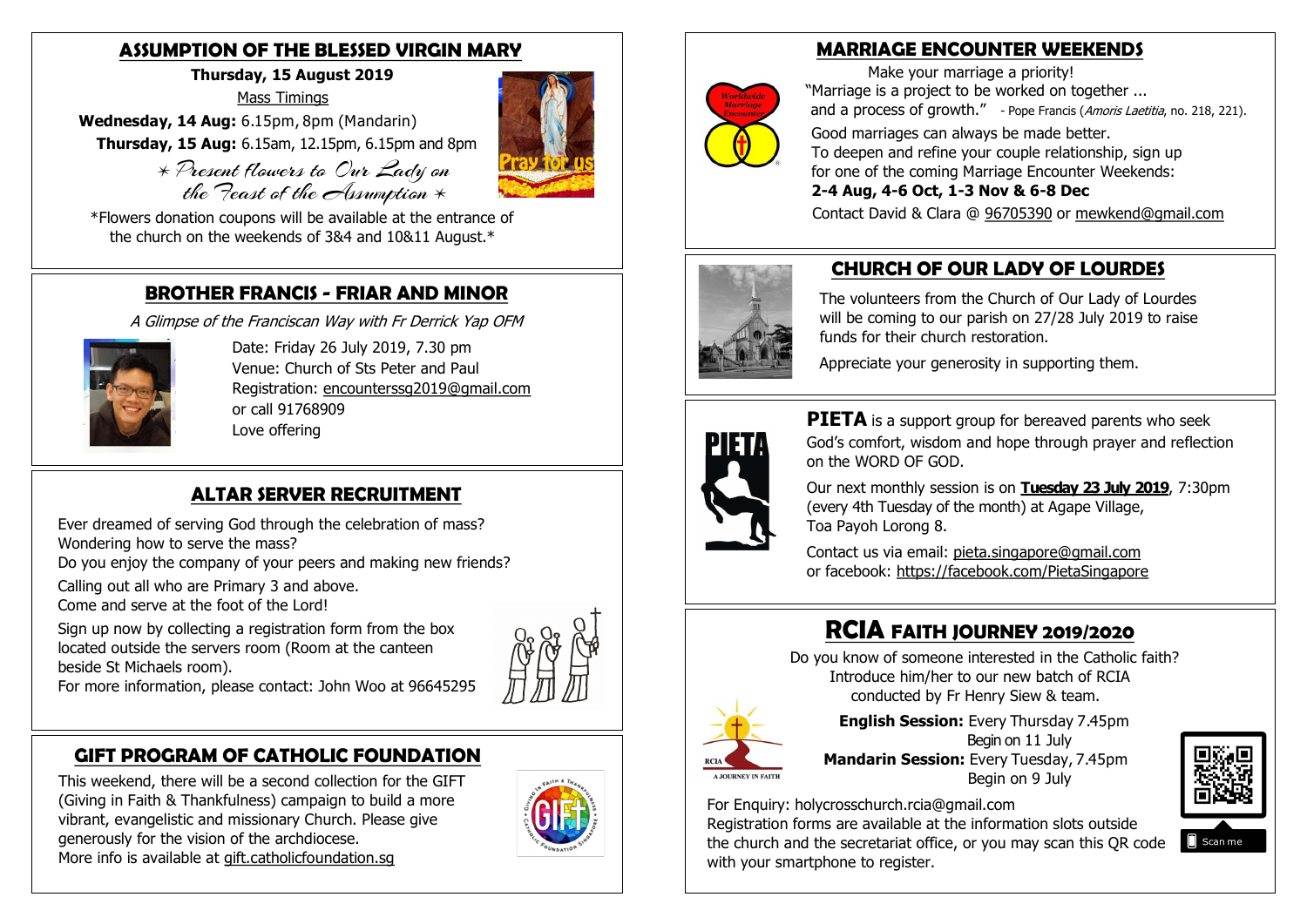## ASSUMPTION OF THE BLESSED VIRGIN MARY

**Thursday, 15 August 2019**

Mass Timings

**Wednesday, 14 Aug:** 6.15pm, 8pm (Mandarin)

**Thursday, 15 Aug:** 6.15am, 12.15pm, 6.15pm and 8pm

*\* Present flowers to Our Lady on the Feast of the Assumption \**

*Flowers donation coupons will be available at the entrance of the church on the weekends of 3&4 and 10&11 August.*

## BROTHER FRANCIS - FRIAR AND MINOR

*A Glimpse of the Franciscan Way with Fr Derrick Yap OFM*

Date: Friday 26 July 2019, 7.30 pm
Venue: Church of Sts Peter and Paul
Registration: encounterssg2019@gmail.com
or call 91768909
Love offering

## ALTAR SERVER RECRUITMENT

Ever dreamed of serving God through the celebration of mass?
Wondering how to serve the mass?
Do you enjoy the company of your peers and making new friends?

Calling out all who are Primary 3 and above.
Come and serve at the foot of the Lord!

Sign up now by collecting a registration form from the box located outside the servers room (Room at the canteen beside St Michaels room).
For more information, please contact: John Woo at 96645295

## GIFT PROGRAM OF CATHOLIC FOUNDATION

This weekend, there will be a second collection for the GIFT (Giving in Faith & Thankfulness) campaign to build a more vibrant, evangelistic and missionary Church. Please give generously for the vision of the archdiocese.
More info is available at gift.catholicfoundation.sg

## MARRIAGE ENCOUNTER WEEKENDS

Make your marriage a priority!
"Marriage is a project to be worked on together ...
and a process of growth." - Pope Francis (*Amoris Laetitia*, no. 218, 221).

Good marriages can always be made better.
To deepen and refine your couple relationship, sign up for one of the coming Marriage Encounter Weekends:
**2-4 Aug, 4-6 Oct, 1-3 Nov & 6-8 Dec**
Contact David & Clara @ 96705390 or mewkend@gmail.com

## CHURCH OF OUR LADY OF LOURDES

The volunteers from the Church of Our Lady of Lourdes will be coming to our parish on 27/28 July 2019 to raise funds for their church restoration.

Appreciate your generosity in supporting them.

## PIETA

**PIETA** is a support group for bereaved parents who seek God's comfort, wisdom and hope through prayer and reflection on the WORD OF GOD.

Our next monthly session is on **Tuesday 23 July 2019**, 7:30pm (every 4th Tuesday of the month) at Agape Village, Toa Payoh Lorong 8.

Contact us via email: pieta.singapore@gmail.com
or facebook: https://facebook.com/PietaSingapore

## RCIA FAITH JOURNEY 2019/2020

Do you know of someone interested in the Catholic faith?
Introduce him/her to our new batch of RCIA conducted by Fr Henry Siew & team.

**English Session:** Every Thursday 7.45pm
Begin on 11 July
**Mandarin Session:** Every Tuesday, 7.45pm
Begin on 9 July

For Enquiry: holycrosschurch.rcia@gmail.com
Registration forms are available at the information slots outside the church and the secretariat office, or you may scan this QR code with your smartphone to register.